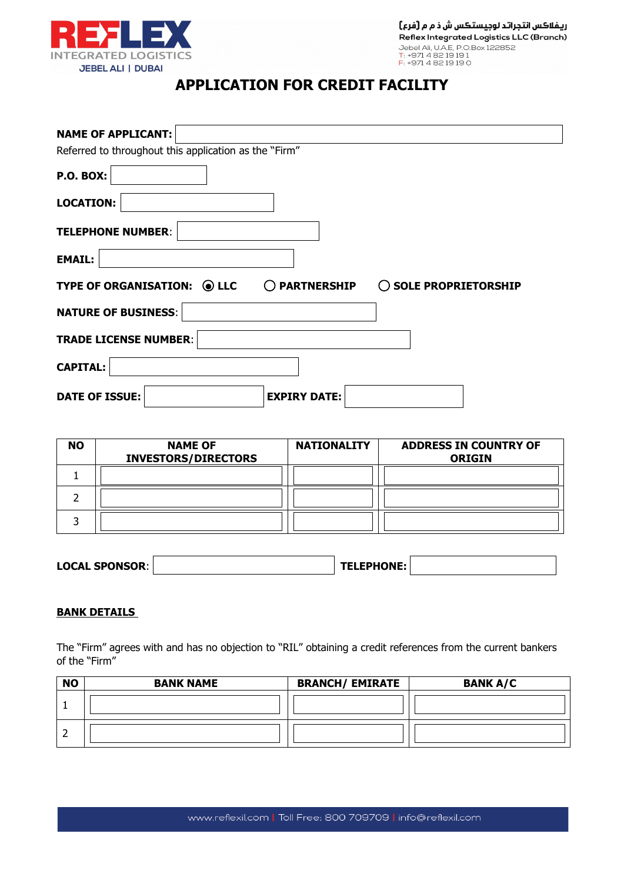REFLEX
INTEGRATED LOGISTICS
JEBEL ALI | DUBAI

ريفلاكس انتجراتد لوجيستكس ش ذ م م (فرع)
Reflex Integrated Logistics LLC (Branch)
Jebel Ali, U.A.E. P.O.Box 122852
T: +971 4 82 19 19 1
F: +971 4 82 19 19 0

# APPLICATION FOR CREDIT FACILITY

**NAME OF APPLICANT:** ______________________

Referred to throughout this application as the "Firm"

**P.O. BOX:** ______________________

**LOCATION:** ______________________

**TELEPHONE NUMBER**: ______________________

**EMAIL:** ______________________

**TYPE OF ORGANISATION:** ◉ **LLC** ○ **PARTNERSHIP** ○ **SOLE PROPRIETORSHIP**

**NATURE OF BUSINESS**: ______________________

**TRADE LICENSE NUMBER**: ______________________

**CAPITAL:** ______________________

**DATE OF ISSUE:** ______________________ **EXPIRY DATE:** ______________________

| NO | NAME OF INVESTORS/DIRECTORS | NATIONALITY | ADDRESS IN COUNTRY OF ORIGIN |
|---|---|---|---|
| 1 | | | |
| 2 | | | |
| 3 | | | |

**LOCAL SPONSOR**: ______________________ **TELEPHONE:** ______________________

**<u>BANK DETAILS</u>**

The "Firm" agrees with and has no objection to "RIL" obtaining a credit references from the current bankers of the "Firm"

| NO | BANK NAME | BRANCH/ EMIRATE | BANK A/C |
|---|---|---|---|
| 1 | | | |
| 2 | | | |

www.reflexil.com | Toll Free: 800 709709 | info@reflexil.com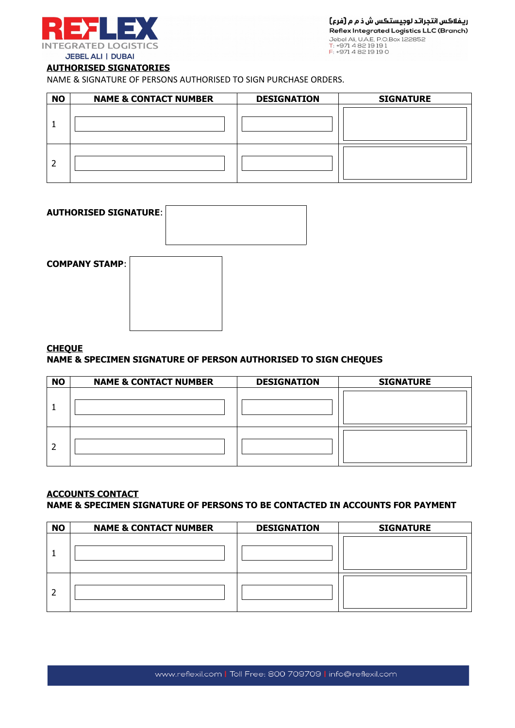## AUTHORISED SIGNATORIES

NAME & SIGNATURE OF PERSONS AUTHORISED TO SIGN PURCHASE ORDERS.

| NO | NAME & CONTACT NUMBER | DESIGNATION | SIGNATURE |
|---|---|---|---|
| 1 | | | |
| 2 | | | |

**AUTHORISED SIGNATURE**:

**COMPANY STAMP**:

## CHEQUE

**NAME & SPECIMEN SIGNATURE OF PERSON AUTHORISED TO SIGN CHEQUES**

| NO | NAME & CONTACT NUMBER | DESIGNATION | SIGNATURE |
|---|---|---|---|
| 1 | | | |
| 2 | | | |

## ACCOUNTS CONTACT

**NAME & SPECIMEN SIGNATURE OF PERSONS TO BE CONTACTED IN ACCOUNTS FOR PAYMENT**

| NO | NAME & CONTACT NUMBER | DESIGNATION | SIGNATURE |
|---|---|---|---|
| 1 | | | |
| 2 | | | |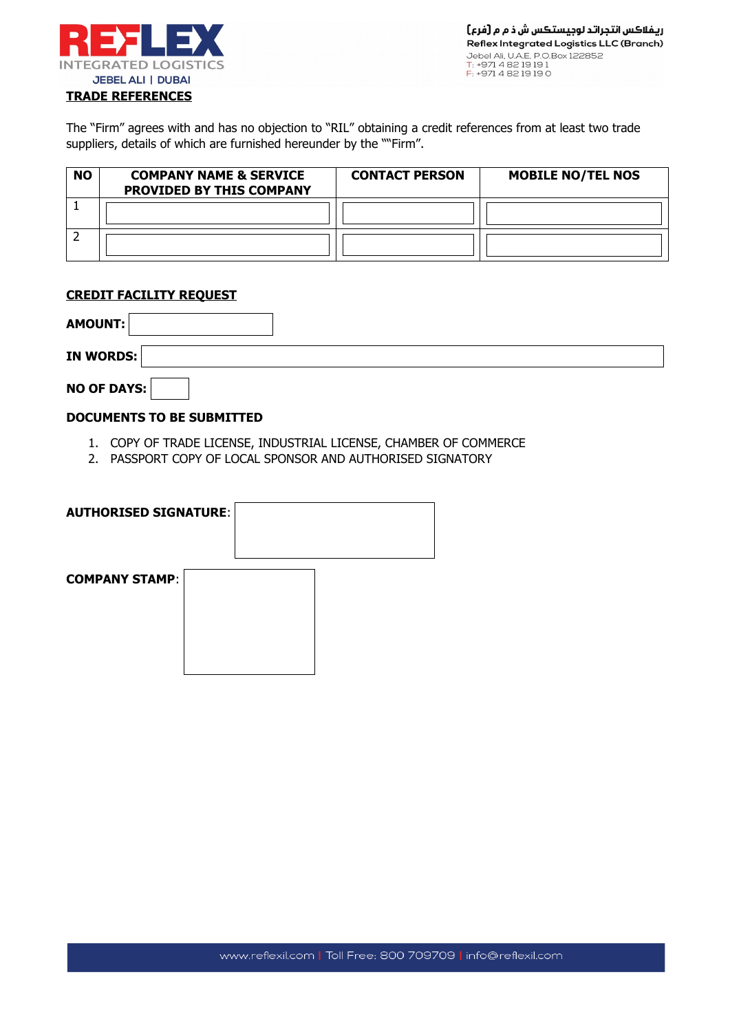## TRADE REFERENCES

The "Firm" agrees with and has no objection to "RIL" obtaining a credit references from at least two trade suppliers, details of which are furnished hereunder by the ""Firm".

| NO | COMPANY NAME & SERVICE PROVIDED BY THIS COMPANY | CONTACT PERSON | MOBILE NO/TEL NOS |
|---|---|---|---|
| 1 | | | |
| 2 | | | |

## CREDIT FACILITY REQUEST

**AMOUNT:**

**IN WORDS:**

**NO OF DAYS:**

**DOCUMENTS TO BE SUBMITTED**

1. COPY OF TRADE LICENSE, INDUSTRIAL LICENSE, CHAMBER OF COMMERCE
2. PASSPORT COPY OF LOCAL SPONSOR AND AUTHORISED SIGNATORY

**AUTHORISED SIGNATURE**:

**COMPANY STAMP**: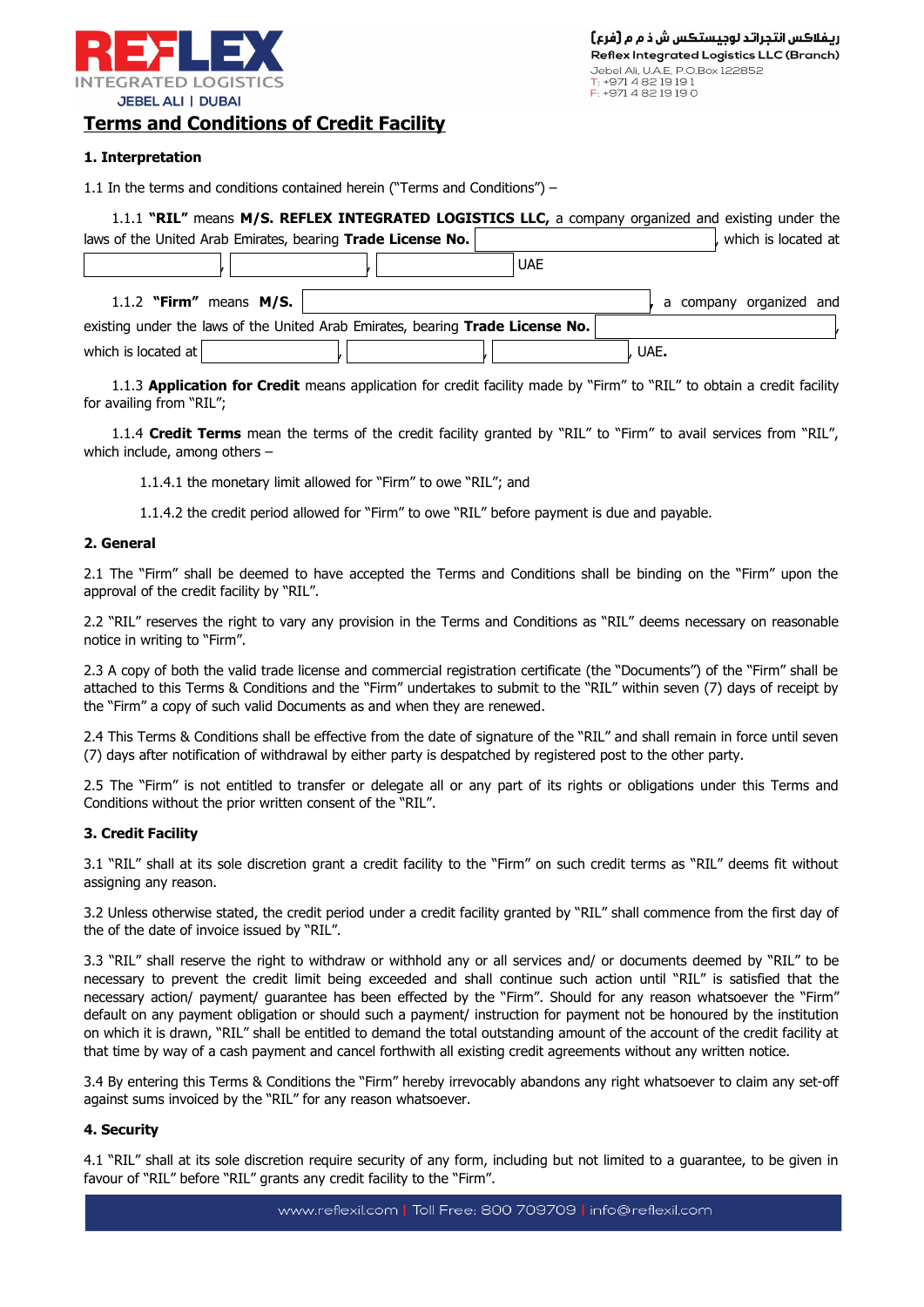## Terms and Conditions of Credit Facility

**1. Interpretation**

1.1 In the terms and conditions contained herein ("Terms and Conditions") –

1.1.1 **"RIL"** means **M/S. REFLEX INTEGRATED LOGISTICS LLC,** a company organized and existing under the laws of the United Arab Emirates, bearing **Trade License No.** \_\_\_\_\_\_\_\_\_\_, which is located at \_\_\_\_\_\_\_\_\_\_, \_\_\_\_\_\_\_\_\_\_, \_\_\_\_\_\_\_\_\_\_ UAE

1.1.2 **"Firm"** means **M/S.** \_\_\_\_\_\_\_\_\_\_, a company organized and existing under the laws of the United Arab Emirates, bearing **Trade License No.** \_\_\_\_\_\_\_\_\_\_, which is located at \_\_\_\_\_\_\_\_\_\_, \_\_\_\_\_\_\_\_\_\_, \_\_\_\_\_\_\_\_\_\_, UAE.

1.1.3 **Application for Credit** means application for credit facility made by "Firm" to "RIL" to obtain a credit facility for availing from "RIL";

1.1.4 **Credit Terms** mean the terms of the credit facility granted by "RIL" to "Firm" to avail services from "RIL", which include, among others –

1.1.4.1 the monetary limit allowed for "Firm" to owe "RIL"; and

1.1.4.2 the credit period allowed for "Firm" to owe "RIL" before payment is due and payable.

**2. General**

2.1 The "Firm" shall be deemed to have accepted the Terms and Conditions shall be binding on the "Firm" upon the approval of the credit facility by "RIL".

2.2 "RIL" reserves the right to vary any provision in the Terms and Conditions as "RIL" deems necessary on reasonable notice in writing to "Firm".

2.3 A copy of both the valid trade license and commercial registration certificate (the "Documents") of the "Firm" shall be attached to this Terms & Conditions and the "Firm" undertakes to submit to the "RIL" within seven (7) days of receipt by the "Firm" a copy of such valid Documents as and when they are renewed.

2.4 This Terms & Conditions shall be effective from the date of signature of the "RIL" and shall remain in force until seven (7) days after notification of withdrawal by either party is despatched by registered post to the other party.

2.5 The "Firm" is not entitled to transfer or delegate all or any part of its rights or obligations under this Terms and Conditions without the prior written consent of the "RIL".

**3. Credit Facility**

3.1 "RIL" shall at its sole discretion grant a credit facility to the "Firm" on such credit terms as "RIL" deems fit without assigning any reason.

3.2 Unless otherwise stated, the credit period under a credit facility granted by "RIL" shall commence from the first day of the of the date of invoice issued by "RIL".

3.3 "RIL" shall reserve the right to withdraw or withhold any or all services and/ or documents deemed by "RIL" to be necessary to prevent the credit limit being exceeded and shall continue such action until "RIL" is satisfied that the necessary action/ payment/ guarantee has been effected by the "Firm". Should for any reason whatsoever the "Firm" default on any payment obligation or should such a payment/ instruction for payment not be honoured by the institution on which it is drawn, "RIL" shall be entitled to demand the total outstanding amount of the account of the credit facility at that time by way of a cash payment and cancel forthwith all existing credit agreements without any written notice.

3.4 By entering this Terms & Conditions the "Firm" hereby irrevocably abandons any right whatsoever to claim any set-off against sums invoiced by the "RIL" for any reason whatsoever.

**4. Security**

4.1 "RIL" shall at its sole discretion require security of any form, including but not limited to a guarantee, to be given in favour of "RIL" before "RIL" grants any credit facility to the "Firm".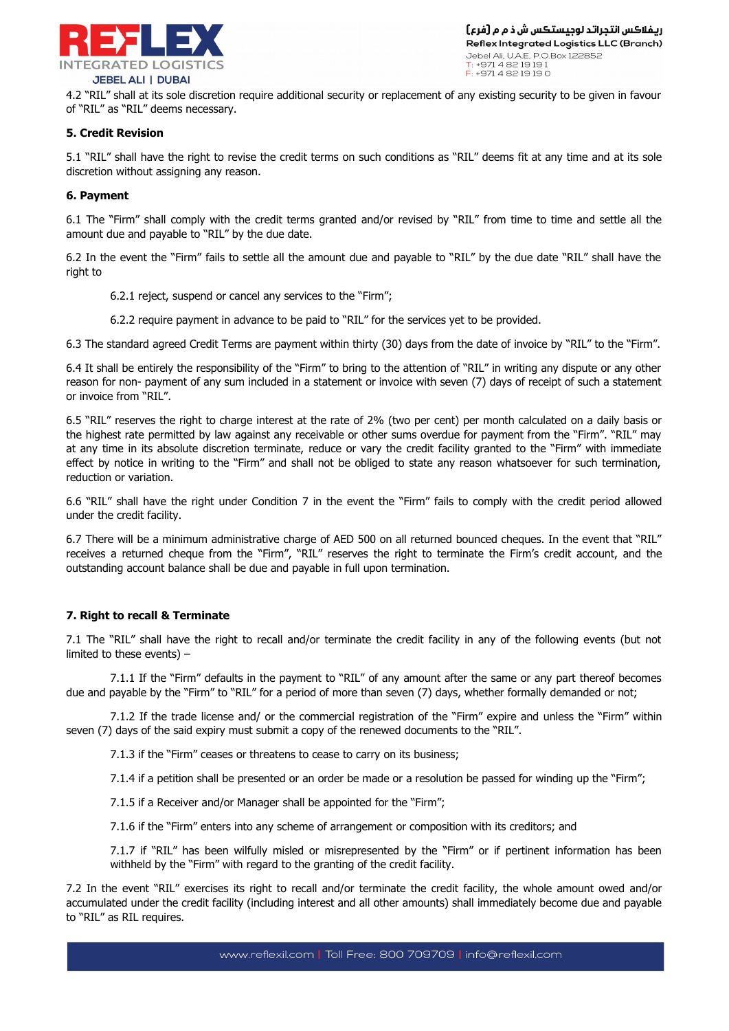4.2 “RIL” shall at its sole discretion require additional security or replacement of any existing security to be given in favour of “RIL” as “RIL” deems necessary.

**5. Credit Revision**

5.1 “RIL” shall have the right to revise the credit terms on such conditions as “RIL” deems fit at any time and at its sole discretion without assigning any reason.

**6. Payment**

6.1 The “Firm” shall comply with the credit terms granted and/or revised by “RIL” from time to time and settle all the amount due and payable to “RIL” by the due date.

6.2 In the event the “Firm” fails to settle all the amount due and payable to “RIL” by the due date “RIL” shall have the right to

6.2.1 reject, suspend or cancel any services to the “Firm”;

6.2.2 require payment in advance to be paid to “RIL” for the services yet to be provided.

6.3 The standard agreed Credit Terms are payment within thirty (30) days from the date of invoice by “RIL” to the “Firm”.

6.4 It shall be entirely the responsibility of the “Firm” to bring to the attention of “RIL” in writing any dispute or any other reason for non- payment of any sum included in a statement or invoice with seven (7) days of receipt of such a statement or invoice from “RIL”.

6.5 “RIL” reserves the right to charge interest at the rate of 2% (two per cent) per month calculated on a daily basis or the highest rate permitted by law against any receivable or other sums overdue for payment from the “Firm”. “RIL” may at any time in its absolute discretion terminate, reduce or vary the credit facility granted to the “Firm” with immediate effect by notice in writing to the “Firm” and shall not be obliged to state any reason whatsoever for such termination, reduction or variation.

6.6 “RIL” shall have the right under Condition 7 in the event the “Firm” fails to comply with the credit period allowed under the credit facility.

6.7 There will be a minimum administrative charge of AED 500 on all returned bounced cheques. In the event that “RIL” receives a returned cheque from the “Firm”, “RIL” reserves the right to terminate the Firm’s credit account, and the outstanding account balance shall be due and payable in full upon termination.

**7. Right to recall & Terminate**

7.1 The “RIL” shall have the right to recall and/or terminate the credit facility in any of the following events (but not limited to these events) –

7.1.1 If the “Firm” defaults in the payment to “RIL” of any amount after the same or any part thereof becomes due and payable by the “Firm” to “RIL” for a period of more than seven (7) days, whether formally demanded or not;

7.1.2 If the trade license and/ or the commercial registration of the “Firm” expire and unless the “Firm” within seven (7) days of the said expiry must submit a copy of the renewed documents to the “RIL”.

7.1.3 if the “Firm” ceases or threatens to cease to carry on its business;

7.1.4 if a petition shall be presented or an order be made or a resolution be passed for winding up the “Firm”;

7.1.5 if a Receiver and/or Manager shall be appointed for the “Firm”;

7.1.6 if the “Firm” enters into any scheme of arrangement or composition with its creditors; and

7.1.7 if “RIL” has been wilfully misled or misrepresented by the “Firm” or if pertinent information has been withheld by the “Firm” with regard to the granting of the credit facility.

7.2 In the event “RIL” exercises its right to recall and/or terminate the credit facility, the whole amount owed and/or accumulated under the credit facility (including interest and all other amounts) shall immediately become due and payable to “RIL” as RIL requires.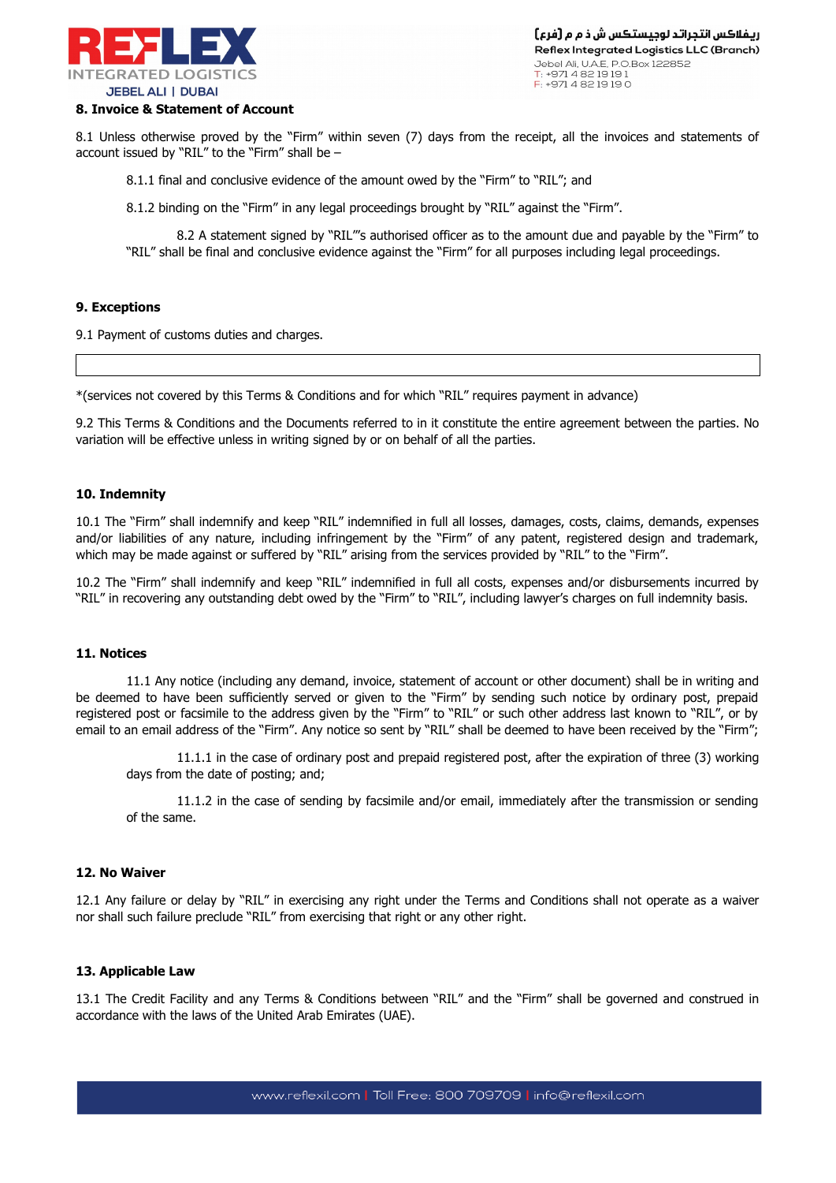**8. Invoice & Statement of Account**

8.1 Unless otherwise proved by the "Firm" within seven (7) days from the receipt, all the invoices and statements of account issued by "RIL" to the "Firm" shall be –

8.1.1 final and conclusive evidence of the amount owed by the "Firm" to "RIL"; and

8.1.2 binding on the "Firm" in any legal proceedings brought by "RIL" against the "Firm".

8.2 A statement signed by "RIL"'s authorised officer as to the amount due and payable by the "Firm" to "RIL" shall be final and conclusive evidence against the "Firm" for all purposes including legal proceedings.

**9. Exceptions**

9.1 Payment of customs duties and charges.

|  |
|---|

*(services not covered by this Terms & Conditions and for which "RIL" requires payment in advance)

9.2 This Terms & Conditions and the Documents referred to in it constitute the entire agreement between the parties. No variation will be effective unless in writing signed by or on behalf of all the parties.

**10. Indemnity**

10.1 The "Firm" shall indemnify and keep "RIL" indemnified in full all losses, damages, costs, claims, demands, expenses and/or liabilities of any nature, including infringement by the "Firm" of any patent, registered design and trademark, which may be made against or suffered by "RIL" arising from the services provided by "RIL" to the "Firm".

10.2 The "Firm" shall indemnify and keep "RIL" indemnified in full all costs, expenses and/or disbursements incurred by "RIL" in recovering any outstanding debt owed by the "Firm" to "RIL", including lawyer's charges on full indemnity basis.

**11. Notices**

11.1 Any notice (including any demand, invoice, statement of account or other document) shall be in writing and be deemed to have been sufficiently served or given to the "Firm" by sending such notice by ordinary post, prepaid registered post or facsimile to the address given by the "Firm" to "RIL" or such other address last known to "RIL", or by email to an email address of the "Firm". Any notice so sent by "RIL" shall be deemed to have been received by the "Firm";

11.1.1 in the case of ordinary post and prepaid registered post, after the expiration of three (3) working days from the date of posting; and;

11.1.2 in the case of sending by facsimile and/or email, immediately after the transmission or sending of the same.

**12. No Waiver**

12.1 Any failure or delay by "RIL" in exercising any right under the Terms and Conditions shall not operate as a waiver nor shall such failure preclude "RIL" from exercising that right or any other right.

**13. Applicable Law**

13.1 The Credit Facility and any Terms & Conditions between "RIL" and the "Firm" shall be governed and construed in accordance with the laws of the United Arab Emirates (UAE).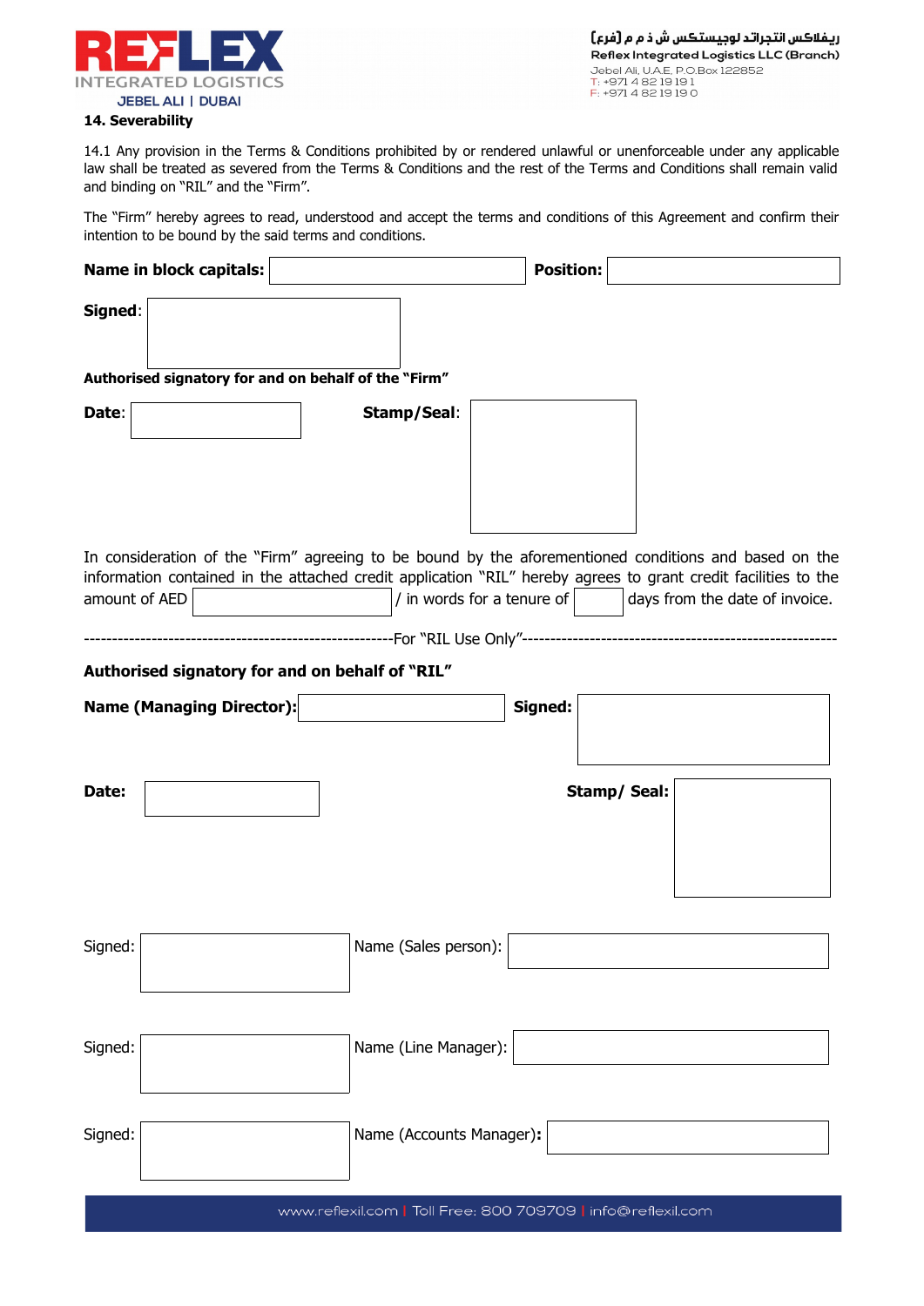**14. Severability**

14.1 Any provision in the Terms & Conditions prohibited by or rendered unlawful or unenforceable under any applicable law shall be treated as severed from the Terms & Conditions and the rest of the Terms and Conditions shall remain valid and binding on "RIL" and the "Firm".

The "Firm" hereby agrees to read, understood and accept the terms and conditions of this Agreement and confirm their intention to be bound by the said terms and conditions.

**Name in block capitals:** ____________ **Position:** ____________

**Signed**: ____________

**Authorised signatory for and on behalf of the "Firm"**

**Date**: ____________ **Stamp/Seal**: ____________

In consideration of the "Firm" agreeing to be bound by the aforementioned conditions and based on the information contained in the attached credit application "RIL" hereby agrees to grant credit facilities to the amount of AED ____________ / in words for a tenure of ______ days from the date of invoice.

-------------------------------------------------------For "RIL Use Only"-------------------------------------------------------

**Authorised signatory for and on behalf of "RIL"**

**Name (Managing Director):** ____________ **Signed:** ____________

**Date:** ____________ **Stamp/ Seal:** ____________

Signed: ____________ Name (Sales person): ____________

Signed: ____________ Name (Line Manager): ____________

Signed: ____________ Name (Accounts Manager)**:** ____________